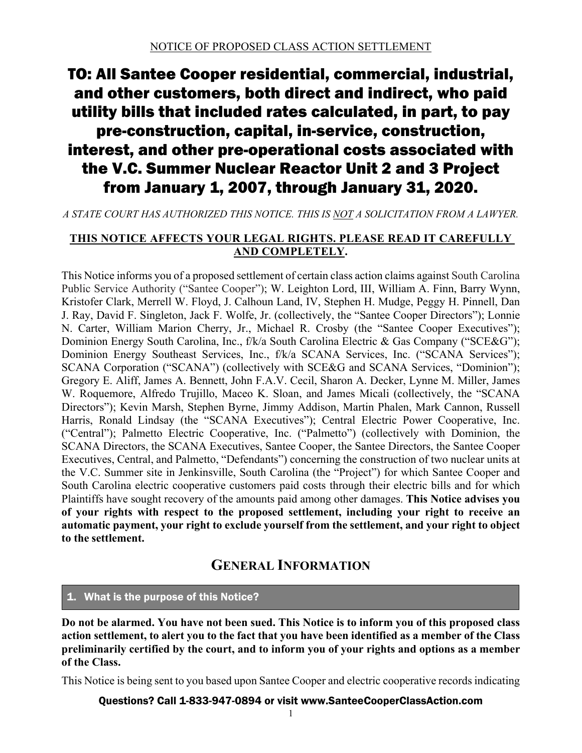NOTICE OF PROPOSED CLASS ACTION SETTLEMENT

# TO: All Santee Cooper residential, commercial, industrial, and other customers, both direct and indirect, who paid utility bills that included rates calculated, in part, to pay pre-construction, capital, in-service, construction, interest, and other pre-operational costs associated with the V.C. Summer Nuclear Reactor Unit 2 and 3 Project from January 1, 2007, through January 31, 2020.

*A STATE COURT HAS AUTHORIZED THIS NOTICE. THIS IS NOT A SOLICITATION FROM A LAWYER.*

**THIS NOTICE AFFECTS YOUR LEGAL RIGHTS. PLEASE READ IT CAREFULLY AND COMPLETELY.**

This Notice informs you of a proposed settlement of certain class action claims against South Carolina Public Service Authority ("Santee Cooper"); W. Leighton Lord, III, William A. Finn, Barry Wynn, Kristofer Clark, Merrell W. Floyd, J. Calhoun Land, IV, Stephen H. Mudge, Peggy H. Pinnell, Dan J. Ray, David F. Singleton, Jack F. Wolfe, Jr. (collectively, the "Santee Cooper Directors"); Lonnie N. Carter, William Marion Cherry, Jr., Michael R. Crosby (the "Santee Cooper Executives"); Dominion Energy South Carolina, Inc., f/k/a South Carolina Electric & Gas Company ("SCE&G"); Dominion Energy Southeast Services, Inc., f/k/a SCANA Services, Inc. ("SCANA Services"); SCANA Corporation ("SCANA") (collectively with SCE&G and SCANA Services, "Dominion"); Gregory E. Aliff, James A. Bennett, John F.A.V. Cecil, Sharon A. Decker, Lynne M. Miller, James W. Roquemore, Alfredo Trujillo, Maceo K. Sloan, and James Micali (collectively, the "SCANA Directors"); Kevin Marsh, Stephen Byrne, Jimmy Addison, Martin Phalen, Mark Cannon, Russell Harris, Ronald Lindsay (the "SCANA Executives"); Central Electric Power Cooperative, Inc. ("Central"); Palmetto Electric Cooperative, Inc. ("Palmetto") (collectively with Dominion, the SCANA Directors, the SCANA Executives, Santee Cooper, the Santee Directors, the Santee Cooper Executives, Central, and Palmetto, "Defendants") concerning the construction of two nuclear units at the V.C. Summer site in Jenkinsville, South Carolina (the "Project") for which Santee Cooper and South Carolina electric cooperative customers paid costs through their electric bills and for which Plaintiffs have sought recovery of the amounts paid among other damages. **This Notice advises you of your rights with respect to the proposed settlement, including your right to receive an automatic payment, your right to exclude yourself from the settlement, and your right to object to the settlement.**

## GENERAL INFORMATION

### 1. What is the purpose of this Notice?

**Do not be alarmed. You have not been sued. This Notice is to inform you of this proposed class action settlement, to alert you to the fact that you have been identified as a member of the Class preliminarily certified by the court, and to inform you of your rights and options as a member of the Class.**

This Notice is being sent to you based upon Santee Cooper and electric cooperative records indicating

**Questions? Call 1-833-947-0894 or visit www.SanteeCooperClassAction.com**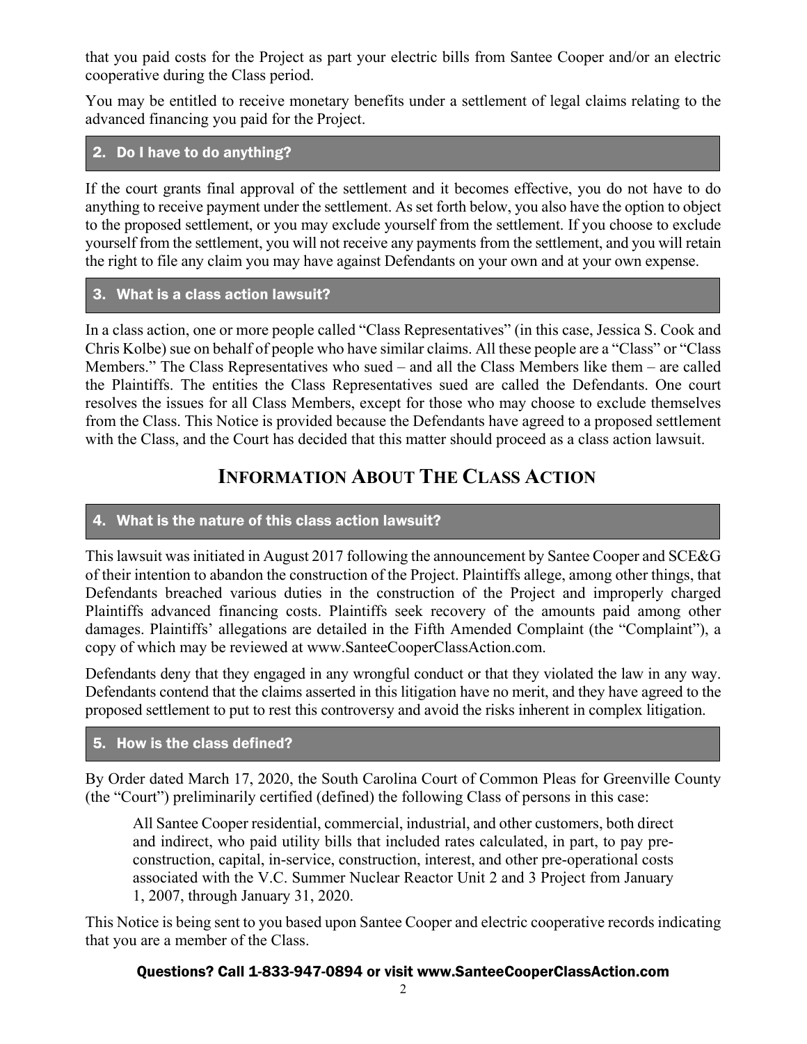that you paid costs for the Project as part your electric bills from Santee Cooper and/or an electric cooperative during the Class period.

You may be entitled to receive monetary benefits under a settlement of legal claims relating to the advanced financing you paid for the Project.

### 2. Do I have to do anything?

If the court grants final approval of the settlement and it becomes effective, you do not have to do anything to receive payment under the settlement. As set forth below, you also have the option to object to the proposed settlement, or you may exclude yourself from the settlement. If you choose to exclude yourself from the settlement, you will not receive any payments from the settlement, and you will retain the right to file any claim you may have against Defendants on your own and at your own expense.

### 3. What is a class action lawsuit?

In a class action, one or more people called "Class Representatives" (in this case, Jessica S. Cook and Chris Kolbe) sue on behalf of people who have similar claims. All these people are a "Class" or "Class Members." The Class Representatives who sued – and all the Class Members like them – are called the Plaintiffs. The entities the Class Representatives sued are called the Defendants. One court resolves the issues for all Class Members, except for those who may choose to exclude themselves from the Class. This Notice is provided because the Defendants have agreed to a proposed settlement with the Class, and the Court has decided that this matter should proceed as a class action lawsuit.

## INFORMATION ABOUT THE CLASS ACTION

### 4. What is the nature of this class action lawsuit?

This lawsuit was initiated in August 2017 following the announcement by Santee Cooper and SCE&G of their intention to abandon the construction of the Project. Plaintiffs allege, among other things, that Defendants breached various duties in the construction of the Project and improperly charged Plaintiffs advanced financing costs. Plaintiffs seek recovery of the amounts paid among other damages. Plaintiffs' allegations are detailed in the Fifth Amended Complaint (the "Complaint"), a copy of which may be reviewed at www.SanteeCooperClassAction.com.

Defendants deny that they engaged in any wrongful conduct or that they violated the law in any way. Defendants contend that the claims asserted in this litigation have no merit, and they have agreed to the proposed settlement to put to rest this controversy and avoid the risks inherent in complex litigation.

### 5. How is the class defined?

By Order dated March 17, 2020, the South Carolina Court of Common Pleas for Greenville County (the "Court") preliminarily certified (defined) the following Class of persons in this case:

> All Santee Cooper residential, commercial, industrial, and other customers, both direct and indirect, who paid utility bills that included rates calculated, in part, to pay pre-construction, capital, in-service, construction, interest, and other pre-operational costs associated with the V.C. Summer Nuclear Reactor Unit 2 and 3 Project from January 1, 2007, through January 31, 2020.

This Notice is being sent to you based upon Santee Cooper and electric cooperative records indicating that you are a member of the Class.

**Questions? Call 1-833-947-0894 or visit www.SanteeCooperClassAction.com**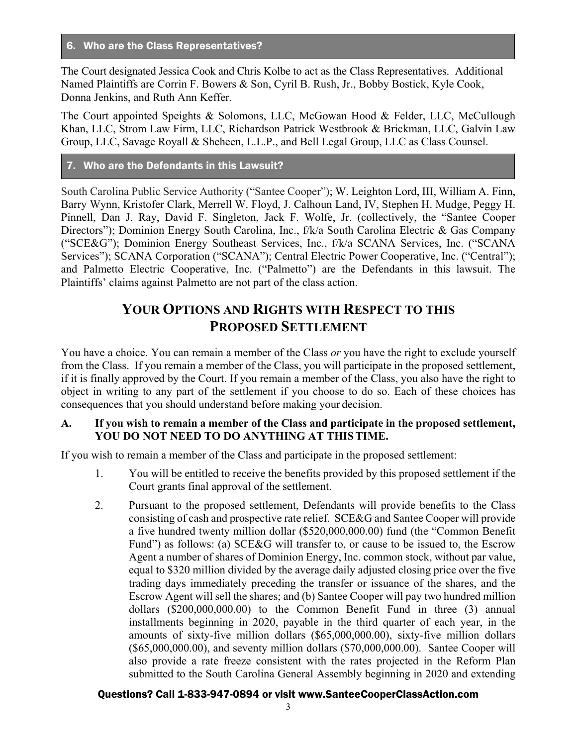## 6. Who are the Class Representatives?

The Court designated Jessica Cook and Chris Kolbe to act as the Class Representatives. Additional Named Plaintiffs are Corrin F. Bowers & Son, Cyril B. Rush, Jr., Bobby Bostick, Kyle Cook, Donna Jenkins, and Ruth Ann Keffer.

The Court appointed Speights & Solomons, LLC, McGowan Hood & Felder, LLC, McCullough Khan, LLC, Strom Law Firm, LLC, Richardson Patrick Westbrook & Brickman, LLC, Galvin Law Group, LLC, Savage Royall & Sheheen, L.L.P., and Bell Legal Group, LLC as Class Counsel.

## 7. Who are the Defendants in this Lawsuit?

South Carolina Public Service Authority ("Santee Cooper"); W. Leighton Lord, III, William A. Finn, Barry Wynn, Kristofer Clark, Merrell W. Floyd, J. Calhoun Land, IV, Stephen H. Mudge, Peggy H. Pinnell, Dan J. Ray, David F. Singleton, Jack F. Wolfe, Jr. (collectively, the "Santee Cooper Directors"); Dominion Energy South Carolina, Inc., f/k/a South Carolina Electric & Gas Company ("SCE&G"); Dominion Energy Southeast Services, Inc., f/k/a SCANA Services, Inc. ("SCANA Services"); SCANA Corporation ("SCANA"); Central Electric Power Cooperative, Inc. ("Central"); and Palmetto Electric Cooperative, Inc. ("Palmetto") are the Defendants in this lawsuit. The Plaintiffs' claims against Palmetto are not part of the class action.

# YOUR OPTIONS AND RIGHTS WITH RESPECT TO THIS PROPOSED SETTLEMENT

You have a choice. You can remain a member of the Class *or* you have the right to exclude yourself from the Class. If you remain a member of the Class, you will participate in the proposed settlement, if it is finally approved by the Court. If you remain a member of the Class, you also have the right to object in writing to any part of the settlement if you choose to do so. Each of these choices has consequences that you should understand before making your decision.

### A. If you wish to remain a member of the Class and participate in the proposed settlement, YOU DO NOT NEED TO DO ANYTHING AT THIS TIME.

If you wish to remain a member of the Class and participate in the proposed settlement:

1. You will be entitled to receive the benefits provided by this proposed settlement if the Court grants final approval of the settlement.
2. Pursuant to the proposed settlement, Defendants will provide benefits to the Class consisting of cash and prospective rate relief. SCE&G and Santee Cooper will provide a five hundred twenty million dollar ($520,000,000.00) fund (the "Common Benefit Fund") as follows: (a) SCE&G will transfer to, or cause to be issued to, the Escrow Agent a number of shares of Dominion Energy, Inc. common stock, without par value, equal to $320 million divided by the average daily adjusted closing price over the five trading days immediately preceding the transfer or issuance of the shares, and the Escrow Agent will sell the shares; and (b) Santee Cooper will pay two hundred million dollars ($200,000,000.00) to the Common Benefit Fund in three (3) annual installments beginning in 2020, payable in the third quarter of each year, in the amounts of sixty-five million dollars ($65,000,000.00), sixty-five million dollars ($65,000,000.00), and seventy million dollars ($70,000,000.00). Santee Cooper will also provide a rate freeze consistent with the rates projected in the Reform Plan submitted to the South Carolina General Assembly beginning in 2020 and extending

Questions? Call 1-833-947-0894 or visit www.SanteeCooperClassAction.com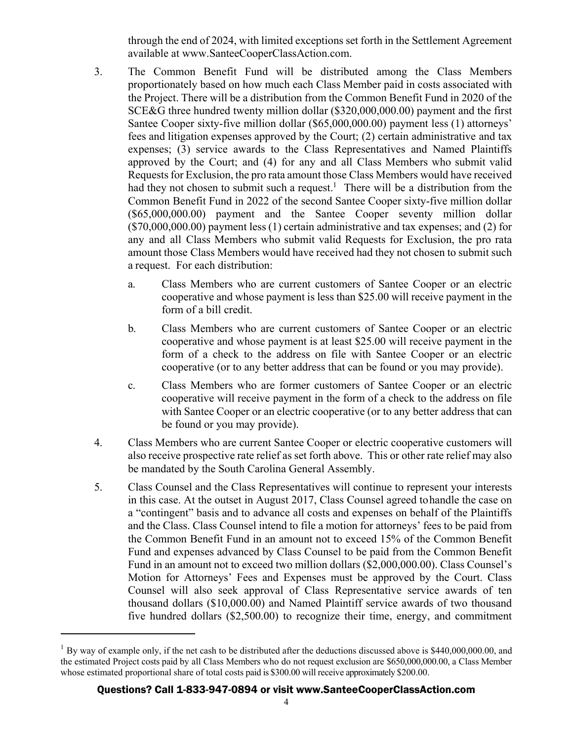through the end of 2024, with limited exceptions set forth in the Settlement Agreement available at www.SanteeCooperClassAction.com.

3. The Common Benefit Fund will be distributed among the Class Members proportionately based on how much each Class Member paid in costs associated with the Project. There will be a distribution from the Common Benefit Fund in 2020 of the SCE&G three hundred twenty million dollar ($320,000,000.00) payment and the first Santee Cooper sixty-five million dollar ($65,000,000.00) payment less (1) attorneys' fees and litigation expenses approved by the Court; (2) certain administrative and tax expenses; (3) service awards to the Class Representatives and Named Plaintiffs approved by the Court; and (4) for any and all Class Members who submit valid Requests for Exclusion, the pro rata amount those Class Members would have received had they not chosen to submit such a request.[1] There will be a distribution from the Common Benefit Fund in 2022 of the second Santee Cooper sixty-five million dollar ($65,000,000.00) payment and the Santee Cooper seventy million dollar ($70,000,000.00) payment less (1) certain administrative and tax expenses; and (2) for any and all Class Members who submit valid Requests for Exclusion, the pro rata amount those Class Members would have received had they not chosen to submit such a request. For each distribution:

   a. Class Members who are current customers of Santee Cooper or an electric cooperative and whose payment is less than $25.00 will receive payment in the form of a bill credit.

   b. Class Members who are current customers of Santee Cooper or an electric cooperative and whose payment is at least $25.00 will receive payment in the form of a check to the address on file with Santee Cooper or an electric cooperative (or to any better address that can be found or you may provide).

   c. Class Members who are former customers of Santee Cooper or an electric cooperative will receive payment in the form of a check to the address on file with Santee Cooper or an electric cooperative (or to any better address that can be found or you may provide).

4. Class Members who are current Santee Cooper or electric cooperative customers will also receive prospective rate relief as set forth above. This or other rate relief may also be mandated by the South Carolina General Assembly.

5. Class Counsel and the Class Representatives will continue to represent your interests in this case. At the outset in August 2017, Class Counsel agreed to handle the case on a "contingent" basis and to advance all costs and expenses on behalf of the Plaintiffs and the Class. Class Counsel intend to file a motion for attorneys' fees to be paid from the Common Benefit Fund in an amount not to exceed 15% of the Common Benefit Fund and expenses advanced by Class Counsel to be paid from the Common Benefit Fund in an amount not to exceed two million dollars ($2,000,000.00). Class Counsel's Motion for Attorneys' Fees and Expenses must be approved by the Court. Class Counsel will also seek approval of Class Representative service awards of ten thousand dollars ($10,000.00) and Named Plaintiff service awards of two thousand five hundred dollars ($2,500.00) to recognize their time, energy, and commitment

---

[1] By way of example only, if the net cash to be distributed after the deductions discussed above is $440,000,000.00, and the estimated Project costs paid by all Class Members who do not request exclusion are $650,000,000.00, a Class Member whose estimated proportional share of total costs paid is $300.00 will receive approximately $200.00.

**Questions? Call 1-833-947-0894 or visit www.SanteeCooperClassAction.com**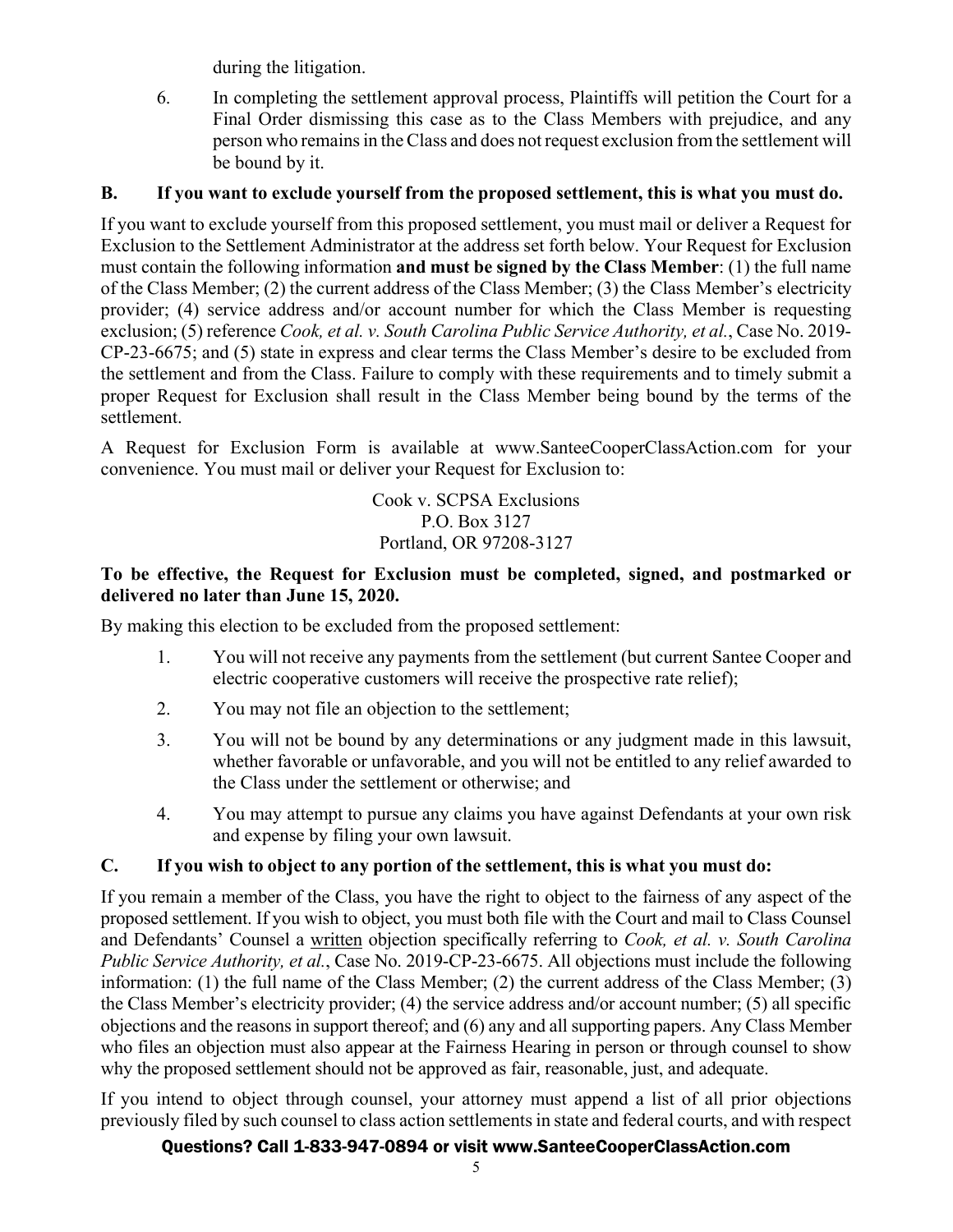during the litigation.

6. In completing the settlement approval process, Plaintiffs will petition the Court for a Final Order dismissing this case as to the Class Members with prejudice, and any person who remains in the Class and does not request exclusion from the settlement will be bound by it.

## B. If you want to exclude yourself from the proposed settlement, this is what you must do.

If you want to exclude yourself from this proposed settlement, you must mail or deliver a Request for Exclusion to the Settlement Administrator at the address set forth below. Your Request for Exclusion must contain the following information **and must be signed by the Class Member**: (1) the full name of the Class Member; (2) the current address of the Class Member; (3) the Class Member's electricity provider; (4) service address and/or account number for which the Class Member is requesting exclusion; (5) reference *Cook, et al. v. South Carolina Public Service Authority, et al.*, Case No. 2019-CP-23-6675; and (5) state in express and clear terms the Class Member's desire to be excluded from the settlement and from the Class. Failure to comply with these requirements and to timely submit a proper Request for Exclusion shall result in the Class Member being bound by the terms of the settlement.

A Request for Exclusion Form is available at www.SanteeCooperClassAction.com for your convenience. You must mail or deliver your Request for Exclusion to:

Cook v. SCPSA Exclusions
P.O. Box 3127
Portland, OR 97208-3127

**To be effective, the Request for Exclusion must be completed, signed, and postmarked or delivered no later than June 15, 2020.**

By making this election to be excluded from the proposed settlement:

1. You will not receive any payments from the settlement (but current Santee Cooper and electric cooperative customers will receive the prospective rate relief);
2. You may not file an objection to the settlement;
3. You will not be bound by any determinations or any judgment made in this lawsuit, whether favorable or unfavorable, and you will not be entitled to any relief awarded to the Class under the settlement or otherwise; and
4. You may attempt to pursue any claims you have against Defendants at your own risk and expense by filing your own lawsuit.

## C. If you wish to object to any portion of the settlement, this is what you must do:

If you remain a member of the Class, you have the right to object to the fairness of any aspect of the proposed settlement. If you wish to object, you must both file with the Court and mail to Class Counsel and Defendants' Counsel a written objection specifically referring to *Cook, et al. v. South Carolina Public Service Authority, et al.*, Case No. 2019-CP-23-6675. All objections must include the following information: (1) the full name of the Class Member; (2) the current address of the Class Member; (3) the Class Member's electricity provider; (4) the service address and/or account number; (5) all specific objections and the reasons in support thereof; and (6) any and all supporting papers. Any Class Member who files an objection must also appear at the Fairness Hearing in person or through counsel to show why the proposed settlement should not be approved as fair, reasonable, just, and adequate.

If you intend to object through counsel, your attorney must append a list of all prior objections previously filed by such counsel to class action settlements in state and federal courts, and with respect

**Questions? Call 1-833-947-0894 or visit www.SanteeCooperClassAction.com**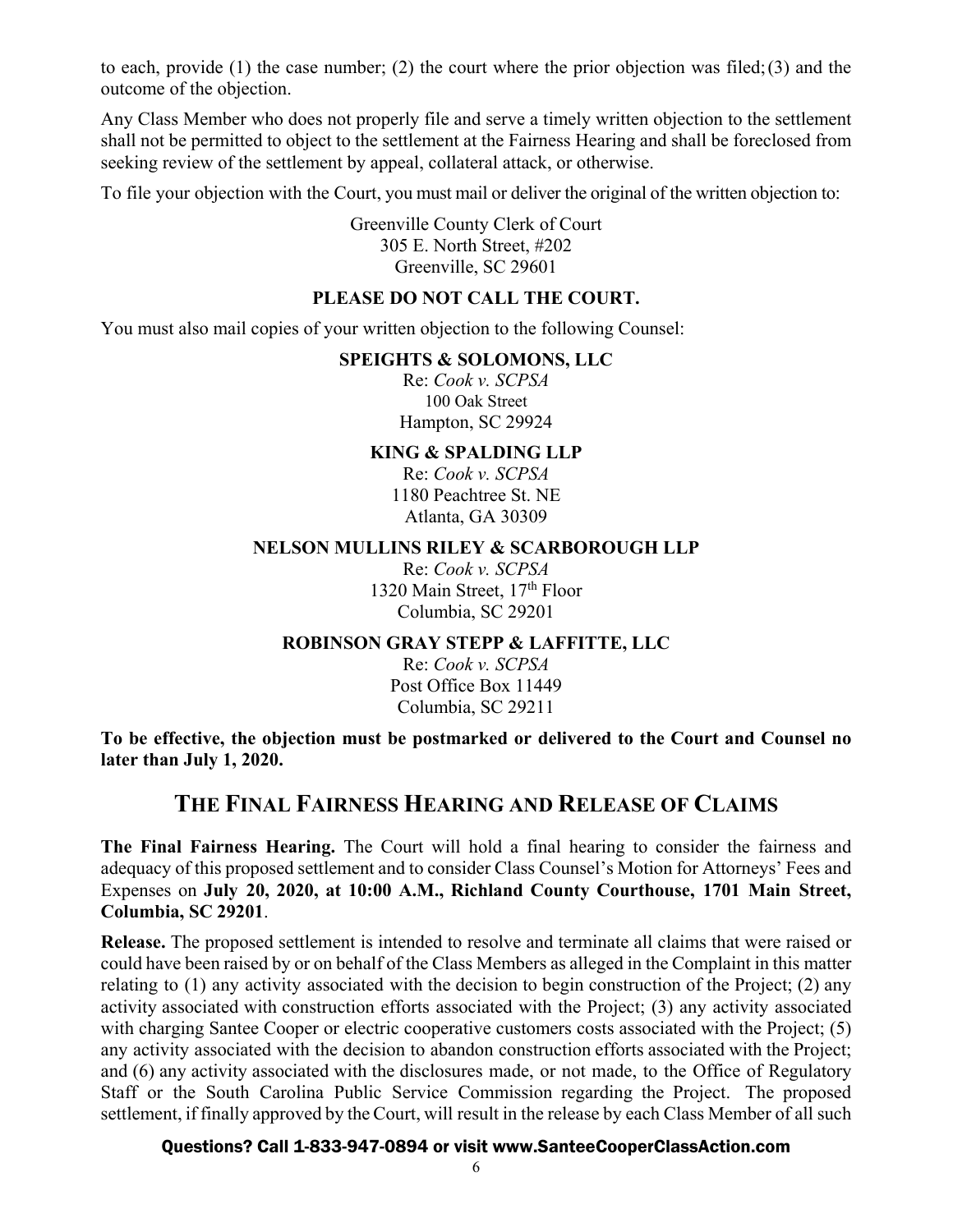to each, provide (1) the case number; (2) the court where the prior objection was filed; (3) and the outcome of the objection.

Any Class Member who does not properly file and serve a timely written objection to the settlement shall not be permitted to object to the settlement at the Fairness Hearing and shall be foreclosed from seeking review of the settlement by appeal, collateral attack, or otherwise.

To file your objection with the Court, you must mail or deliver the original of the written objection to:

Greenville County Clerk of Court  
305 E. North Street, #202  
Greenville, SC 29601

**PLEASE DO NOT CALL THE COURT.**

You must also mail copies of your written objection to the following Counsel:

**SPEIGHTS & SOLOMONS, LLC**  
Re: *Cook v. SCPSA*  
100 Oak Street  
Hampton, SC 29924

**KING & SPALDING LLP**  
Re: *Cook v. SCPSA*  
1180 Peachtree St. NE  
Atlanta, GA 30309

**NELSON MULLINS RILEY & SCARBOROUGH LLP**  
Re: *Cook v. SCPSA*  
1320 Main Street, 17th Floor  
Columbia, SC 29201

**ROBINSON GRAY STEPP & LAFFITTE, LLC**  
Re: *Cook v. SCPSA*  
Post Office Box 11449  
Columbia, SC 29211

**To be effective, the objection must be postmarked or delivered to the Court and Counsel no later than July 1, 2020.**

## THE FINAL FAIRNESS HEARING AND RELEASE OF CLAIMS

**The Final Fairness Hearing.** The Court will hold a final hearing to consider the fairness and adequacy of this proposed settlement and to consider Class Counsel's Motion for Attorneys' Fees and Expenses on **July 20, 2020, at 10:00 A.M., Richland County Courthouse, 1701 Main Street, Columbia, SC 29201**.

**Release.** The proposed settlement is intended to resolve and terminate all claims that were raised or could have been raised by or on behalf of the Class Members as alleged in the Complaint in this matter relating to (1) any activity associated with the decision to begin construction of the Project; (2) any activity associated with construction efforts associated with the Project; (3) any activity associated with charging Santee Cooper or electric cooperative customers costs associated with the Project; (5) any activity associated with the decision to abandon construction efforts associated with the Project; and (6) any activity associated with the disclosures made, or not made, to the Office of Regulatory Staff or the South Carolina Public Service Commission regarding the Project. The proposed settlement, if finally approved by the Court, will result in the release by each Class Member of all such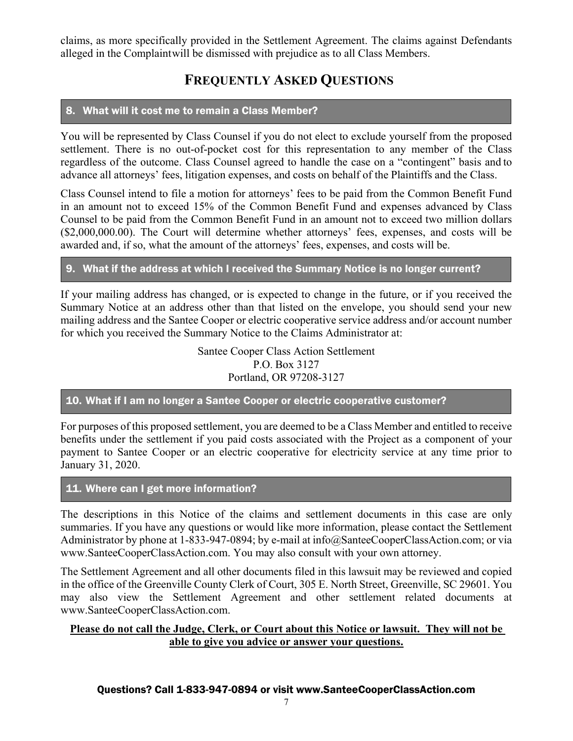claims, as more specifically provided in the Settlement Agreement. The claims against Defendants alleged in the Complaint will be dismissed with prejudice as to all Class Members.

# FREQUENTLY ASKED QUESTIONS

## 8. What will it cost me to remain a Class Member?

You will be represented by Class Counsel if you do not elect to exclude yourself from the proposed settlement. There is no out-of-pocket cost for this representation to any member of the Class regardless of the outcome. Class Counsel agreed to handle the case on a "contingent" basis and to advance all attorneys' fees, litigation expenses, and costs on behalf of the Plaintiffs and the Class.

Class Counsel intend to file a motion for attorneys' fees to be paid from the Common Benefit Fund in an amount not to exceed 15% of the Common Benefit Fund and expenses advanced by Class Counsel to be paid from the Common Benefit Fund in an amount not to exceed two million dollars ($2,000,000.00). The Court will determine whether attorneys' fees, expenses, and costs will be awarded and, if so, what the amount of the attorneys' fees, expenses, and costs will be.

## 9. What if the address at which I received the Summary Notice is no longer current?

If your mailing address has changed, or is expected to change in the future, or if you received the Summary Notice at an address other than that listed on the envelope, you should send your new mailing address and the Santee Cooper or electric cooperative service address and/or account number for which you received the Summary Notice to the Claims Administrator at:

Santee Cooper Class Action Settlement
P.O. Box 3127
Portland, OR 97208-3127

## 10. What if I am no longer a Santee Cooper or electric cooperative customer?

For purposes of this proposed settlement, you are deemed to be a Class Member and entitled to receive benefits under the settlement if you paid costs associated with the Project as a component of your payment to Santee Cooper or an electric cooperative for electricity service at any time prior to January 31, 2020.

## 11. Where can I get more information?

The descriptions in this Notice of the claims and settlement documents in this case are only summaries. If you have any questions or would like more information, please contact the Settlement Administrator by phone at 1-833-947-0894; by e-mail at info@SanteeCooperClassAction.com; or via www.SanteeCooperClassAction.com. You may also consult with your own attorney.

The Settlement Agreement and all other documents filed in this lawsuit may be reviewed and copied in the office of the Greenville County Clerk of Court, 305 E. North Street, Greenville, SC 29601. You may also view the Settlement Agreement and other settlement related documents at www.SanteeCooperClassAction.com.

**Please do not call the Judge, Clerk, or Court about this Notice or lawsuit. They will not be able to give you advice or answer your questions.**

**Questions? Call 1-833-947-0894 or visit www.SanteeCooperClassAction.com**